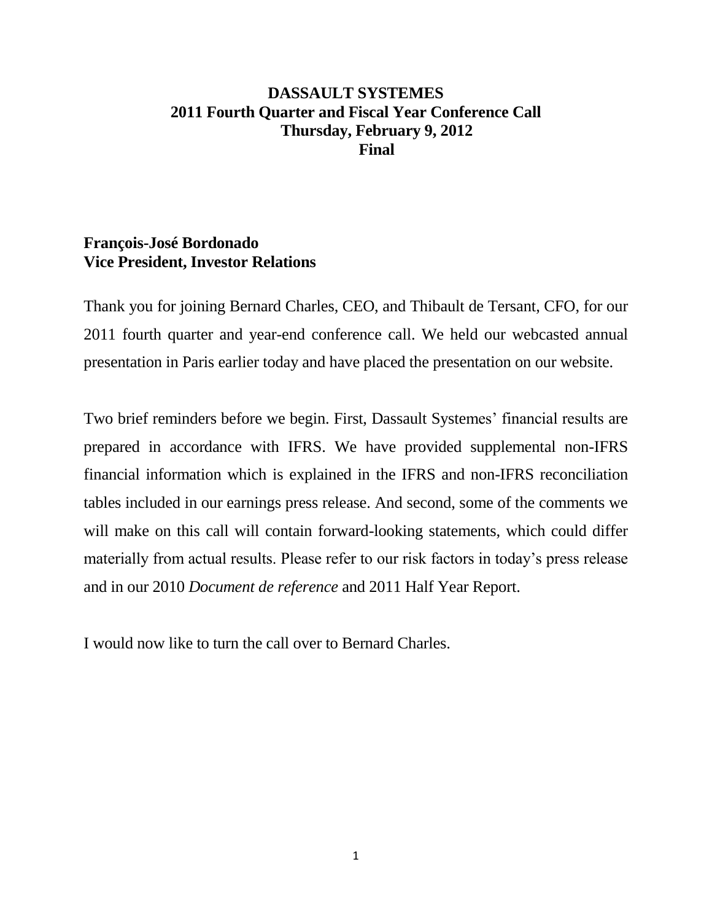# DASSAULT SYSTEMES
## 2011 Fourth Quarter and Fiscal Year Conference Call
## Thursday, February 9, 2012
## Final

**François-José Bordonado**
**Vice President, Investor Relations**

Thank you for joining Bernard Charles, CEO, and Thibault de Tersant, CFO, for our 2011 fourth quarter and year-end conference call. We held our webcasted annual presentation in Paris earlier today and have placed the presentation on our website.

Two brief reminders before we begin. First, Dassault Systemes' financial results are prepared in accordance with IFRS. We have provided supplemental non-IFRS financial information which is explained in the IFRS and non-IFRS reconciliation tables included in our earnings press release. And second, some of the comments we will make on this call will contain forward-looking statements, which could differ materially from actual results. Please refer to our risk factors in today's press release and in our 2010 *Document de reference* and 2011 Half Year Report.

I would now like to turn the call over to Bernard Charles.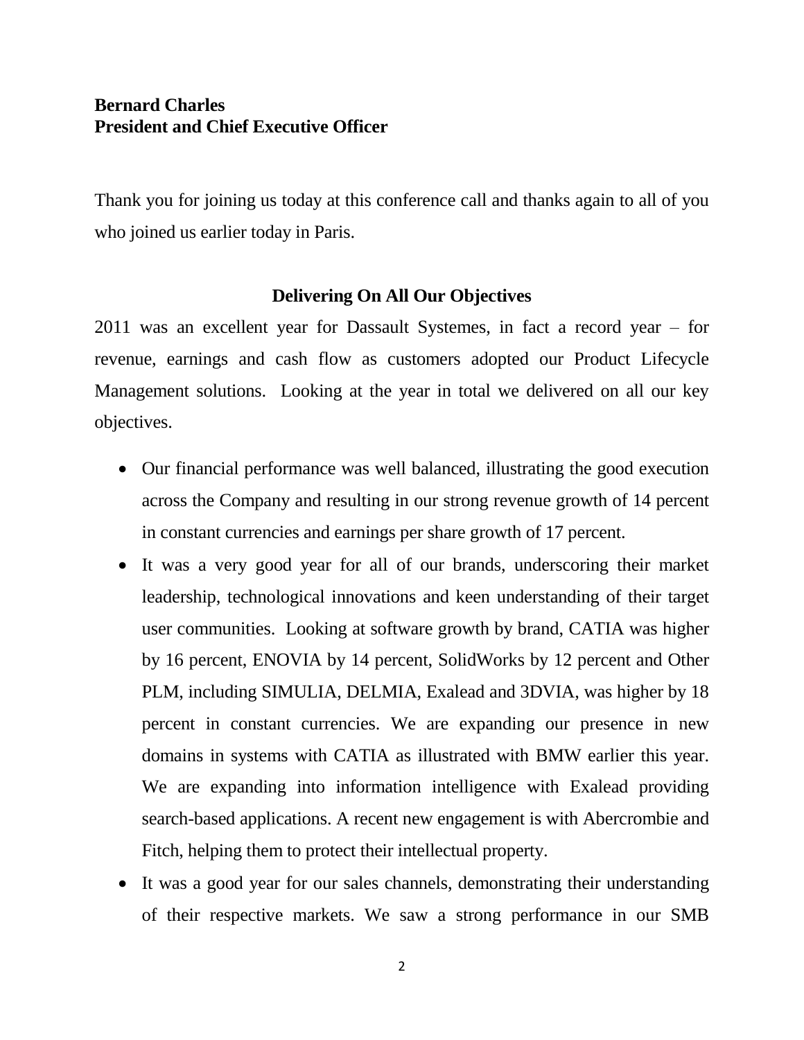**Bernard Charles**
**President and Chief Executive Officer**

Thank you for joining us today at this conference call and thanks again to all of you who joined us earlier today in Paris.

## Delivering On All Our Objectives

2011 was an excellent year for Dassault Systemes, in fact a record year – for revenue, earnings and cash flow as customers adopted our Product Lifecycle Management solutions. Looking at the year in total we delivered on all our key objectives.

- Our financial performance was well balanced, illustrating the good execution across the Company and resulting in our strong revenue growth of 14 percent in constant currencies and earnings per share growth of 17 percent.
- It was a very good year for all of our brands, underscoring their market leadership, technological innovations and keen understanding of their target user communities. Looking at software growth by brand, CATIA was higher by 16 percent, ENOVIA by 14 percent, SolidWorks by 12 percent and Other PLM, including SIMULIA, DELMIA, Exalead and 3DVIA, was higher by 18 percent in constant currencies. We are expanding our presence in new domains in systems with CATIA as illustrated with BMW earlier this year. We are expanding into information intelligence with Exalead providing search-based applications. A recent new engagement is with Abercrombie and Fitch, helping them to protect their intellectual property.
- It was a good year for our sales channels, demonstrating their understanding of their respective markets. We saw a strong performance in our SMB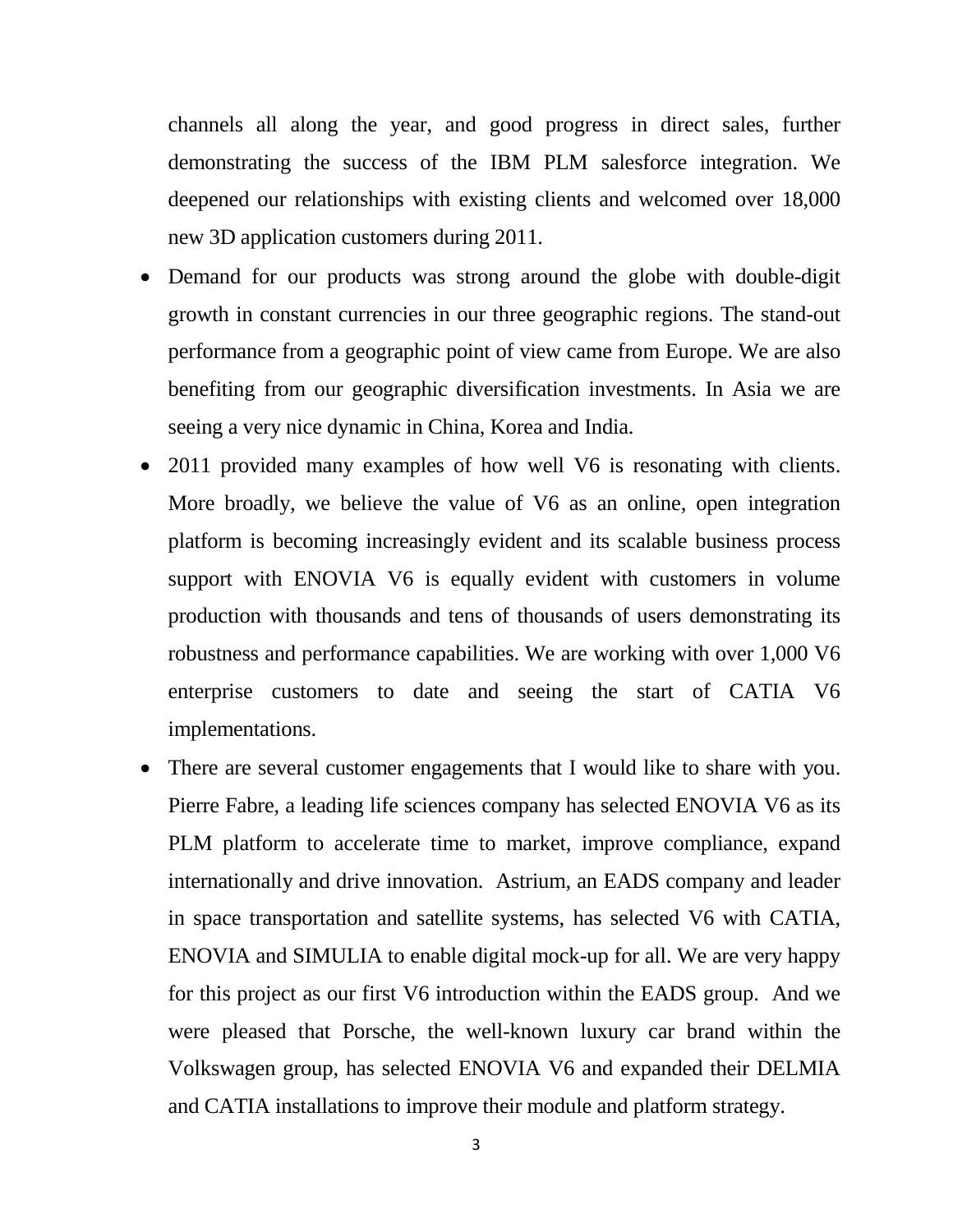channels all along the year, and good progress in direct sales, further demonstrating the success of the IBM PLM salesforce integration. We deepened our relationships with existing clients and welcomed over 18,000 new 3D application customers during 2011.

- Demand for our products was strong around the globe with double-digit growth in constant currencies in our three geographic regions. The stand-out performance from a geographic point of view came from Europe. We are also benefiting from our geographic diversification investments. In Asia we are seeing a very nice dynamic in China, Korea and India.
- 2011 provided many examples of how well V6 is resonating with clients. More broadly, we believe the value of V6 as an online, open integration platform is becoming increasingly evident and its scalable business process support with ENOVIA V6 is equally evident with customers in volume production with thousands and tens of thousands of users demonstrating its robustness and performance capabilities. We are working with over 1,000 V6 enterprise customers to date and seeing the start of CATIA V6 implementations.
- There are several customer engagements that I would like to share with you. Pierre Fabre, a leading life sciences company has selected ENOVIA V6 as its PLM platform to accelerate time to market, improve compliance, expand internationally and drive innovation. Astrium, an EADS company and leader in space transportation and satellite systems, has selected V6 with CATIA, ENOVIA and SIMULIA to enable digital mock-up for all. We are very happy for this project as our first V6 introduction within the EADS group. And we were pleased that Porsche, the well-known luxury car brand within the Volkswagen group, has selected ENOVIA V6 and expanded their DELMIA and CATIA installations to improve their module and platform strategy.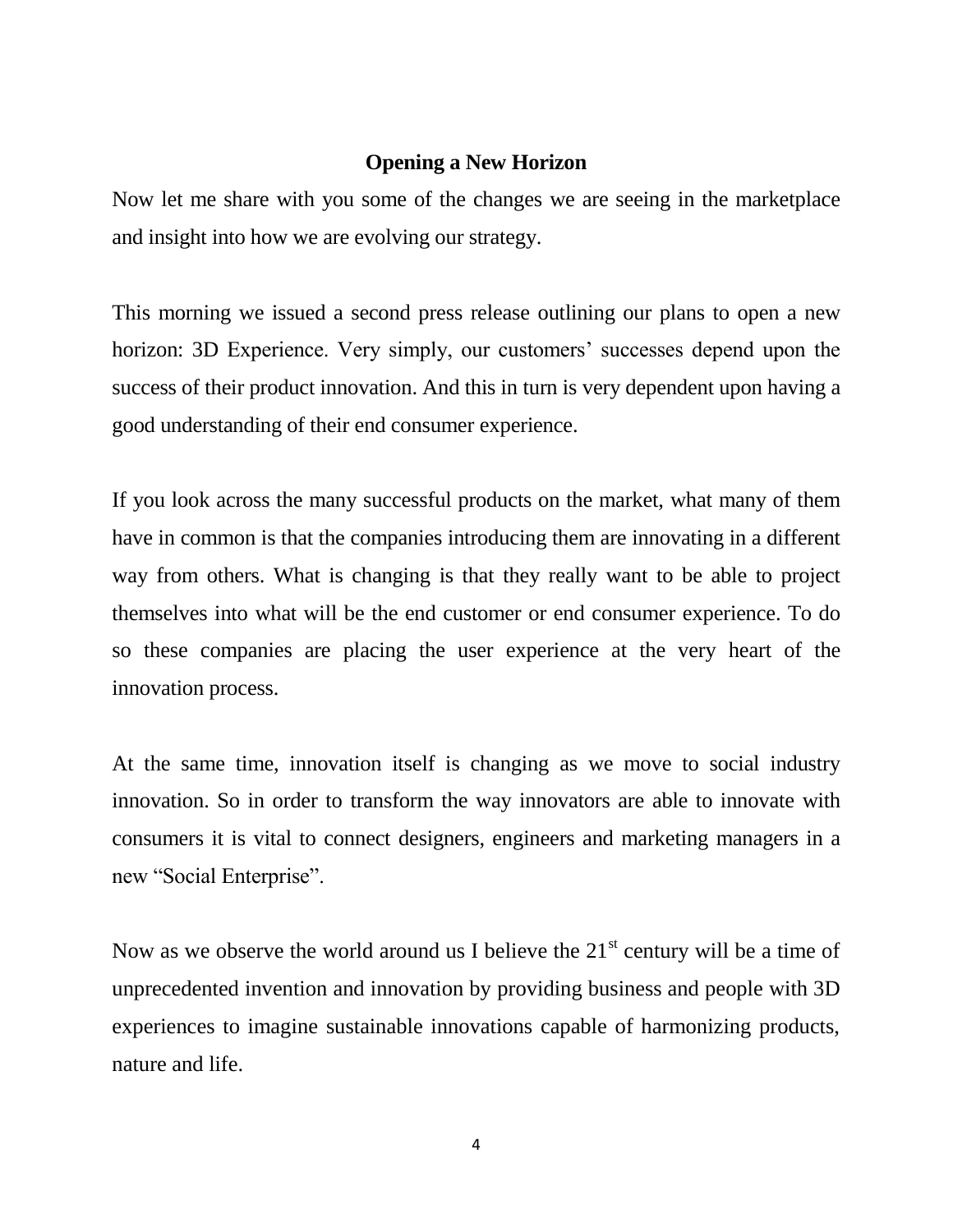## Opening a New Horizon

Now let me share with you some of the changes we are seeing in the marketplace and insight into how we are evolving our strategy.

This morning we issued a second press release outlining our plans to open a new horizon: 3D Experience. Very simply, our customers' successes depend upon the success of their product innovation. And this in turn is very dependent upon having a good understanding of their end consumer experience.

If you look across the many successful products on the market, what many of them have in common is that the companies introducing them are innovating in a different way from others. What is changing is that they really want to be able to project themselves into what will be the end customer or end consumer experience. To do so these companies are placing the user experience at the very heart of the innovation process.

At the same time, innovation itself is changing as we move to social industry innovation. So in order to transform the way innovators are able to innovate with consumers it is vital to connect designers, engineers and marketing managers in a new "Social Enterprise".

Now as we observe the world around us I believe the 21st century will be a time of unprecedented invention and innovation by providing business and people with 3D experiences to imagine sustainable innovations capable of harmonizing products, nature and life.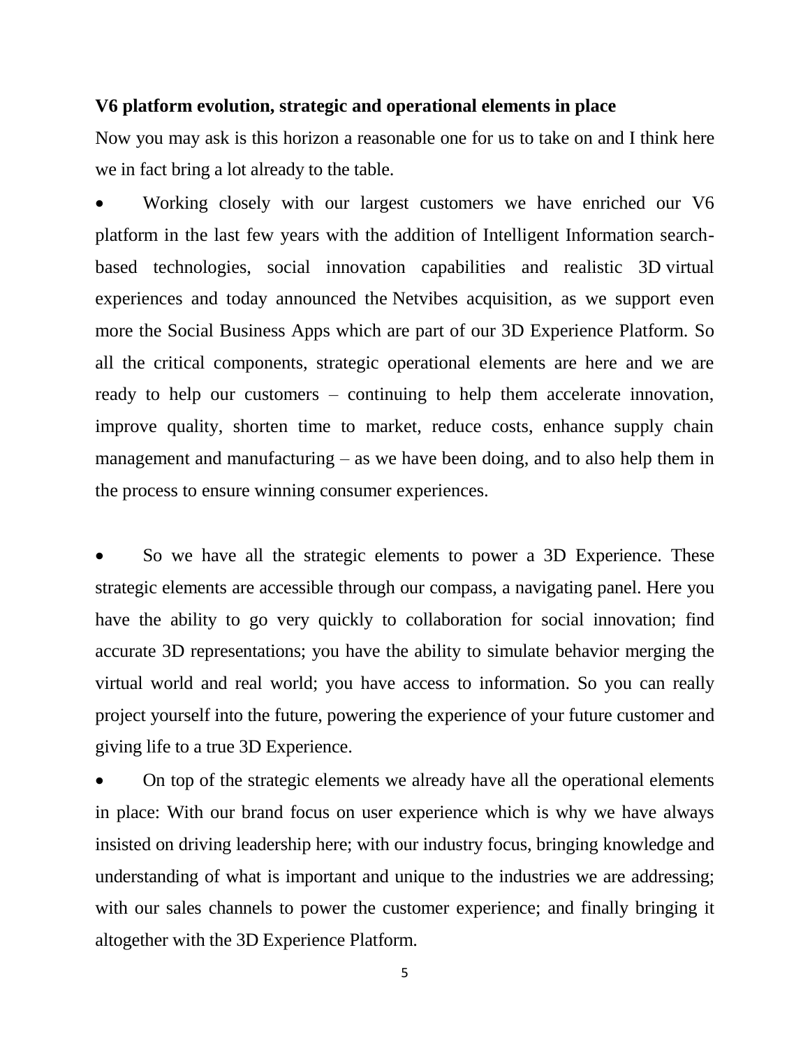**V6 platform evolution, strategic and operational elements in place**

Now you may ask is this horizon a reasonable one for us to take on and I think here we in fact bring a lot already to the table.

- Working closely with our largest customers we have enriched our V6 platform in the last few years with the addition of Intelligent Information search-based technologies, social innovation capabilities and realistic 3D virtual experiences and today announced the Netvibes acquisition, as we support even more the Social Business Apps which are part of our 3D Experience Platform. So all the critical components, strategic operational elements are here and we are ready to help our customers – continuing to help them accelerate innovation, improve quality, shorten time to market, reduce costs, enhance supply chain management and manufacturing – as we have been doing, and to also help them in the process to ensure winning consumer experiences.

- So we have all the strategic elements to power a 3D Experience. These strategic elements are accessible through our compass, a navigating panel. Here you have the ability to go very quickly to collaboration for social innovation; find accurate 3D representations; you have the ability to simulate behavior merging the virtual world and real world; you have access to information. So you can really project yourself into the future, powering the experience of your future customer and giving life to a true 3D Experience.

- On top of the strategic elements we already have all the operational elements in place: With our brand focus on user experience which is why we have always insisted on driving leadership here; with our industry focus, bringing knowledge and understanding of what is important and unique to the industries we are addressing; with our sales channels to power the customer experience; and finally bringing it altogether with the 3D Experience Platform.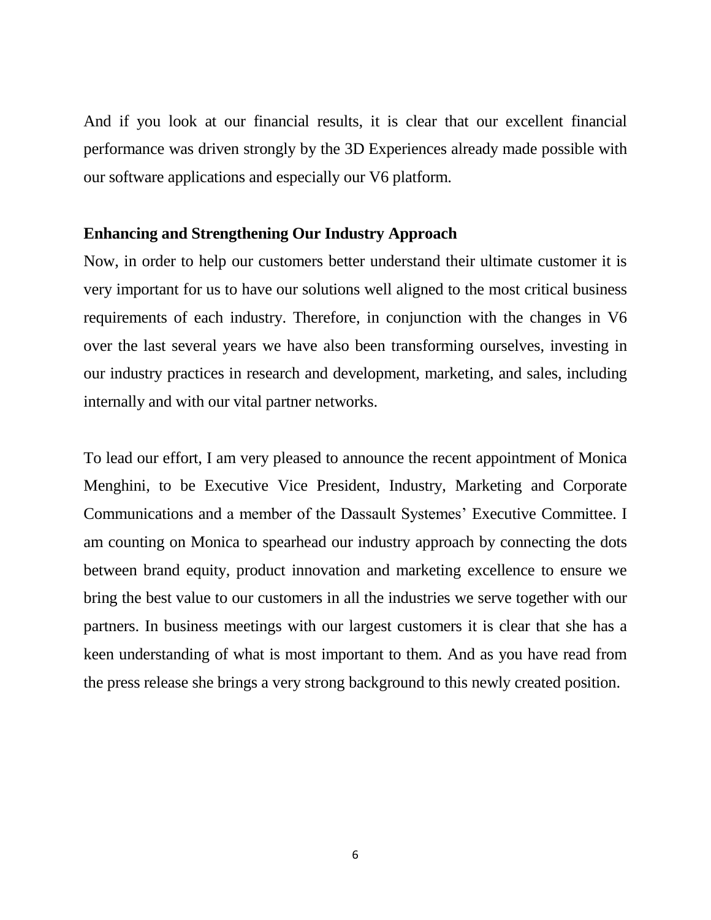And if you look at our financial results, it is clear that our excellent financial performance was driven strongly by the 3D Experiences already made possible with our software applications and especially our V6 platform.

**Enhancing and Strengthening Our Industry Approach**

Now, in order to help our customers better understand their ultimate customer it is very important for us to have our solutions well aligned to the most critical business requirements of each industry. Therefore, in conjunction with the changes in V6 over the last several years we have also been transforming ourselves, investing in our industry practices in research and development, marketing, and sales, including internally and with our vital partner networks.

To lead our effort, I am very pleased to announce the recent appointment of Monica Menghini, to be Executive Vice President, Industry, Marketing and Corporate Communications and a member of the Dassault Systemes' Executive Committee. I am counting on Monica to spearhead our industry approach by connecting the dots between brand equity, product innovation and marketing excellence to ensure we bring the best value to our customers in all the industries we serve together with our partners. In business meetings with our largest customers it is clear that she has a keen understanding of what is most important to them. And as you have read from the press release she brings a very strong background to this newly created position.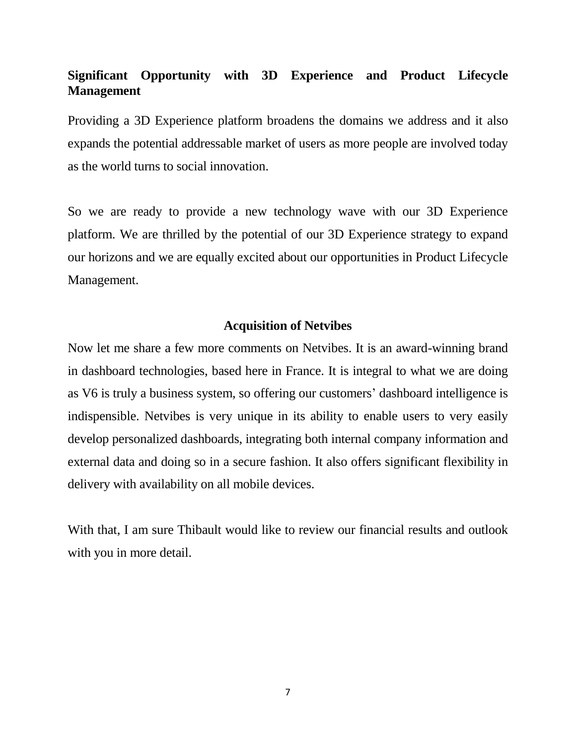**Significant Opportunity with 3D Experience and Product Lifecycle Management**

Providing a 3D Experience platform broadens the domains we address and it also expands the potential addressable market of users as more people are involved today as the world turns to social innovation.

So we are ready to provide a new technology wave with our 3D Experience platform. We are thrilled by the potential of our 3D Experience strategy to expand our horizons and we are equally excited about our opportunities in Product Lifecycle Management.

**Acquisition of Netvibes**

Now let me share a few more comments on Netvibes. It is an award-winning brand in dashboard technologies, based here in France. It is integral to what we are doing as V6 is truly a business system, so offering our customers' dashboard intelligence is indispensible. Netvibes is very unique in its ability to enable users to very easily develop personalized dashboards, integrating both internal company information and external data and doing so in a secure fashion. It also offers significant flexibility in delivery with availability on all mobile devices.

With that, I am sure Thibault would like to review our financial results and outlook with you in more detail.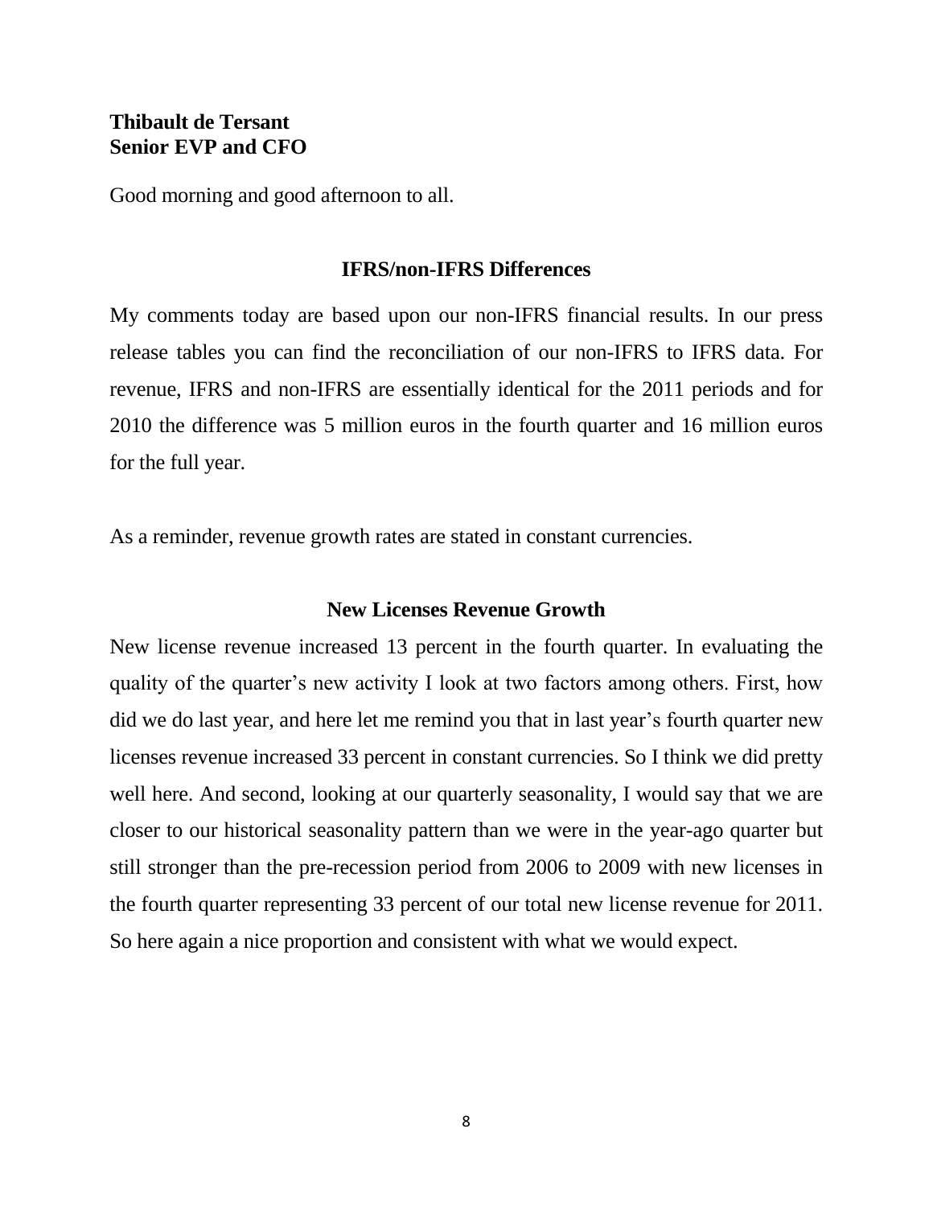**Thibault de Tersant**
**Senior EVP and CFO**

Good morning and good afternoon to all.

### IFRS/non-IFRS Differences

My comments today are based upon our non-IFRS financial results. In our press release tables you can find the reconciliation of our non-IFRS to IFRS data. For revenue, IFRS and non-IFRS are essentially identical for the 2011 periods and for 2010 the difference was 5 million euros in the fourth quarter and 16 million euros for the full year.

As a reminder, revenue growth rates are stated in constant currencies.

### New Licenses Revenue Growth

New license revenue increased 13 percent in the fourth quarter. In evaluating the quality of the quarter's new activity I look at two factors among others. First, how did we do last year, and here let me remind you that in last year's fourth quarter new licenses revenue increased 33 percent in constant currencies. So I think we did pretty well here. And second, looking at our quarterly seasonality, I would say that we are closer to our historical seasonality pattern than we were in the year-ago quarter but still stronger than the pre-recession period from 2006 to 2009 with new licenses in the fourth quarter representing 33 percent of our total new license revenue for 2011. So here again a nice proportion and consistent with what we would expect.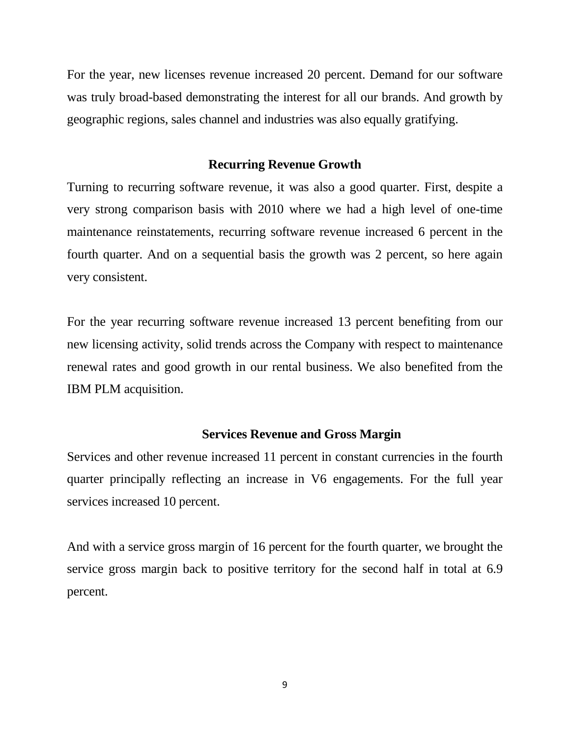For the year, new licenses revenue increased 20 percent. Demand for our software was truly broad-based demonstrating the interest for all our brands. And growth by geographic regions, sales channel and industries was also equally gratifying.

## Recurring Revenue Growth

Turning to recurring software revenue, it was also a good quarter. First, despite a very strong comparison basis with 2010 where we had a high level of one-time maintenance reinstatements, recurring software revenue increased 6 percent in the fourth quarter. And on a sequential basis the growth was 2 percent, so here again very consistent.

For the year recurring software revenue increased 13 percent benefiting from our new licensing activity, solid trends across the Company with respect to maintenance renewal rates and good growth in our rental business. We also benefited from the IBM PLM acquisition.

## Services Revenue and Gross Margin

Services and other revenue increased 11 percent in constant currencies in the fourth quarter principally reflecting an increase in V6 engagements. For the full year services increased 10 percent.

And with a service gross margin of 16 percent for the fourth quarter, we brought the service gross margin back to positive territory for the second half in total at 6.9 percent.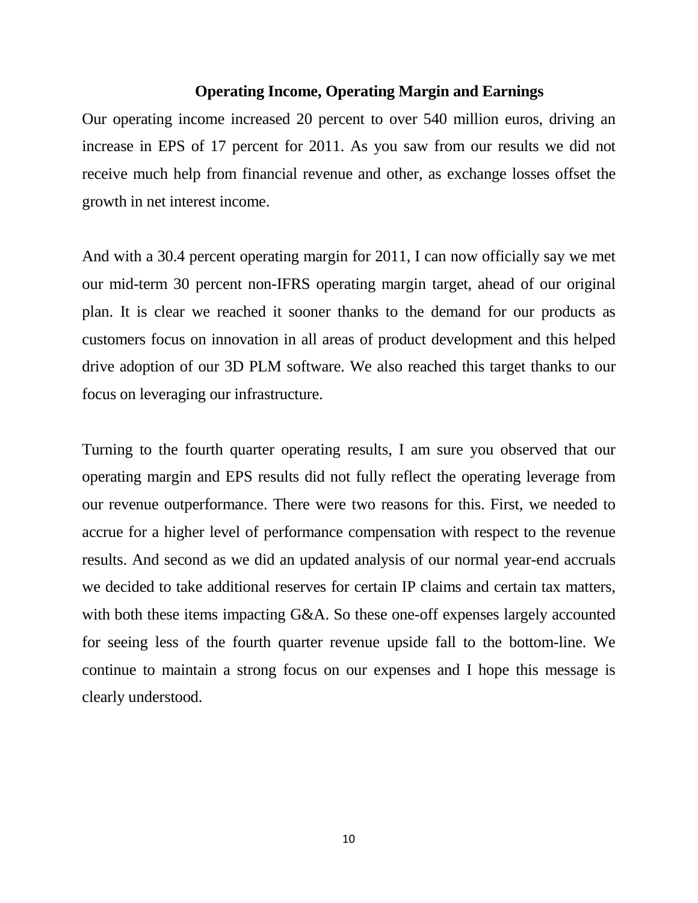## Operating Income, Operating Margin and Earnings

Our operating income increased 20 percent to over 540 million euros, driving an increase in EPS of 17 percent for 2011. As you saw from our results we did not receive much help from financial revenue and other, as exchange losses offset the growth in net interest income.

And with a 30.4 percent operating margin for 2011, I can now officially say we met our mid-term 30 percent non-IFRS operating margin target, ahead of our original plan. It is clear we reached it sooner thanks to the demand for our products as customers focus on innovation in all areas of product development and this helped drive adoption of our 3D PLM software. We also reached this target thanks to our focus on leveraging our infrastructure.

Turning to the fourth quarter operating results, I am sure you observed that our operating margin and EPS results did not fully reflect the operating leverage from our revenue outperformance. There were two reasons for this. First, we needed to accrue for a higher level of performance compensation with respect to the revenue results. And second as we did an updated analysis of our normal year-end accruals we decided to take additional reserves for certain IP claims and certain tax matters, with both these items impacting G&A. So these one-off expenses largely accounted for seeing less of the fourth quarter revenue upside fall to the bottom-line. We continue to maintain a strong focus on our expenses and I hope this message is clearly understood.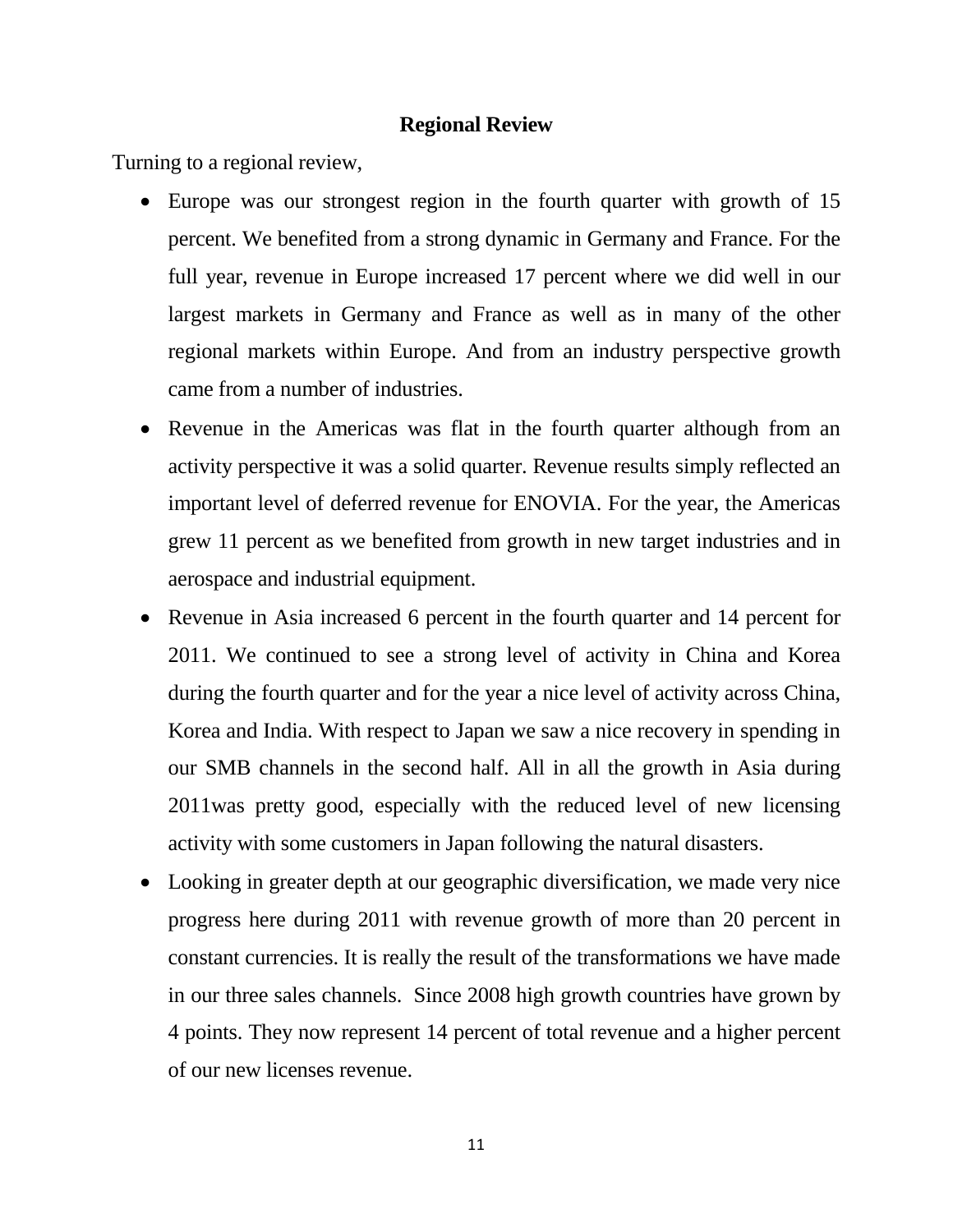## Regional Review

Turning to a regional review,

- Europe was our strongest region in the fourth quarter with growth of 15 percent. We benefited from a strong dynamic in Germany and France. For the full year, revenue in Europe increased 17 percent where we did well in our largest markets in Germany and France as well as in many of the other regional markets within Europe. And from an industry perspective growth came from a number of industries.
- Revenue in the Americas was flat in the fourth quarter although from an activity perspective it was a solid quarter. Revenue results simply reflected an important level of deferred revenue for ENOVIA. For the year, the Americas grew 11 percent as we benefited from growth in new target industries and in aerospace and industrial equipment.
- Revenue in Asia increased 6 percent in the fourth quarter and 14 percent for 2011. We continued to see a strong level of activity in China and Korea during the fourth quarter and for the year a nice level of activity across China, Korea and India. With respect to Japan we saw a nice recovery in spending in our SMB channels in the second half. All in all the growth in Asia during 2011was pretty good, especially with the reduced level of new licensing activity with some customers in Japan following the natural disasters.
- Looking in greater depth at our geographic diversification, we made very nice progress here during 2011 with revenue growth of more than 20 percent in constant currencies. It is really the result of the transformations we have made in our three sales channels. Since 2008 high growth countries have grown by 4 points. They now represent 14 percent of total revenue and a higher percent of our new licenses revenue.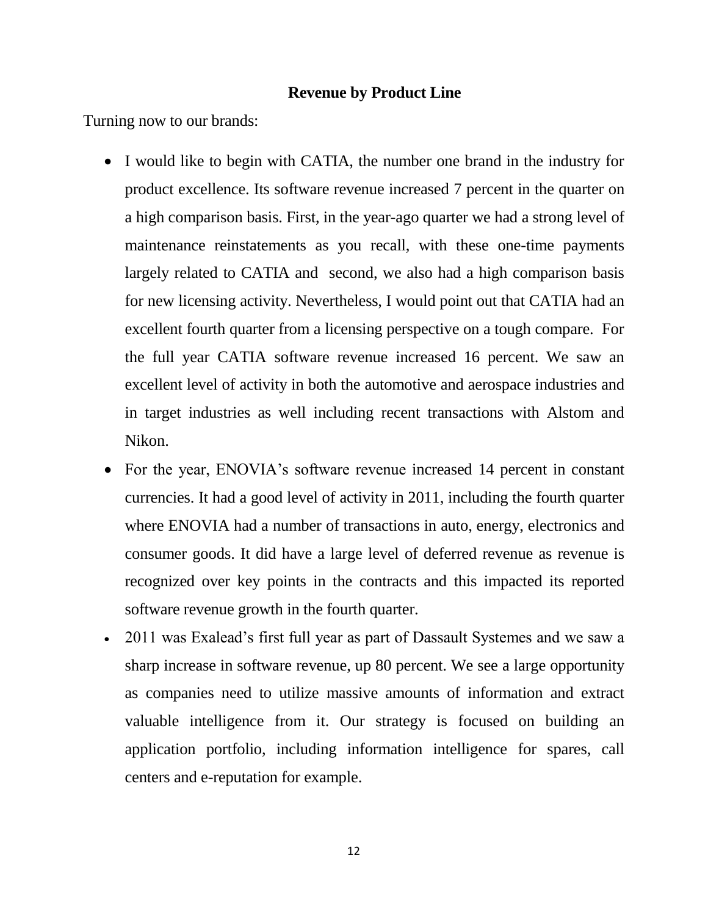## Revenue by Product Line

Turning now to our brands:

- I would like to begin with CATIA, the number one brand in the industry for product excellence. Its software revenue increased 7 percent in the quarter on a high comparison basis. First, in the year-ago quarter we had a strong level of maintenance reinstatements as you recall, with these one-time payments largely related to CATIA and second, we also had a high comparison basis for new licensing activity. Nevertheless, I would point out that CATIA had an excellent fourth quarter from a licensing perspective on a tough compare. For the full year CATIA software revenue increased 16 percent. We saw an excellent level of activity in both the automotive and aerospace industries and in target industries as well including recent transactions with Alstom and Nikon.
- For the year, ENOVIA's software revenue increased 14 percent in constant currencies. It had a good level of activity in 2011, including the fourth quarter where ENOVIA had a number of transactions in auto, energy, electronics and consumer goods. It did have a large level of deferred revenue as revenue is recognized over key points in the contracts and this impacted its reported software revenue growth in the fourth quarter.
- 2011 was Exalead's first full year as part of Dassault Systemes and we saw a sharp increase in software revenue, up 80 percent. We see a large opportunity as companies need to utilize massive amounts of information and extract valuable intelligence from it. Our strategy is focused on building an application portfolio, including information intelligence for spares, call centers and e-reputation for example.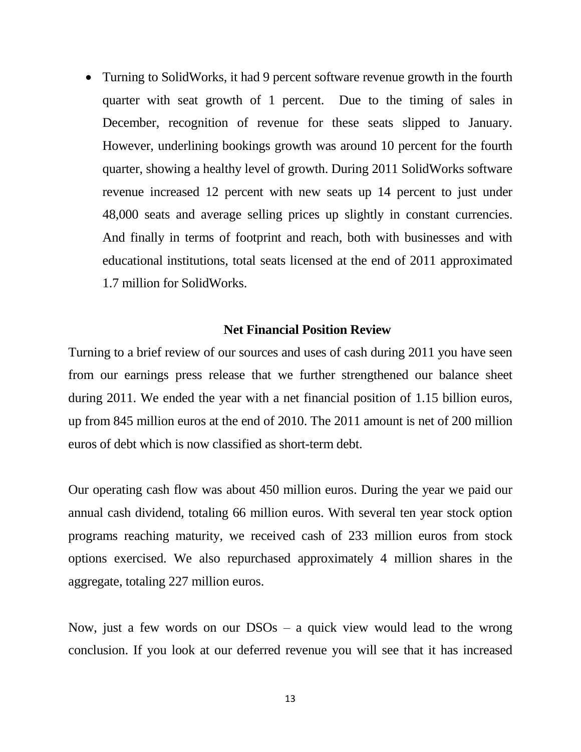- Turning to SolidWorks, it had 9 percent software revenue growth in the fourth quarter with seat growth of 1 percent. Due to the timing of sales in December, recognition of revenue for these seats slipped to January. However, underlining bookings growth was around 10 percent for the fourth quarter, showing a healthy level of growth. During 2011 SolidWorks software revenue increased 12 percent with new seats up 14 percent to just under 48,000 seats and average selling prices up slightly in constant currencies. And finally in terms of footprint and reach, both with businesses and with educational institutions, total seats licensed at the end of 2011 approximated 1.7 million for SolidWorks.

**Net Financial Position Review**

Turning to a brief review of our sources and uses of cash during 2011 you have seen from our earnings press release that we further strengthened our balance sheet during 2011. We ended the year with a net financial position of 1.15 billion euros, up from 845 million euros at the end of 2010. The 2011 amount is net of 200 million euros of debt which is now classified as short-term debt.

Our operating cash flow was about 450 million euros. During the year we paid our annual cash dividend, totaling 66 million euros. With several ten year stock option programs reaching maturity, we received cash of 233 million euros from stock options exercised. We also repurchased approximately 4 million shares in the aggregate, totaling 227 million euros.

Now, just a few words on our DSOs – a quick view would lead to the wrong conclusion. If you look at our deferred revenue you will see that it has increased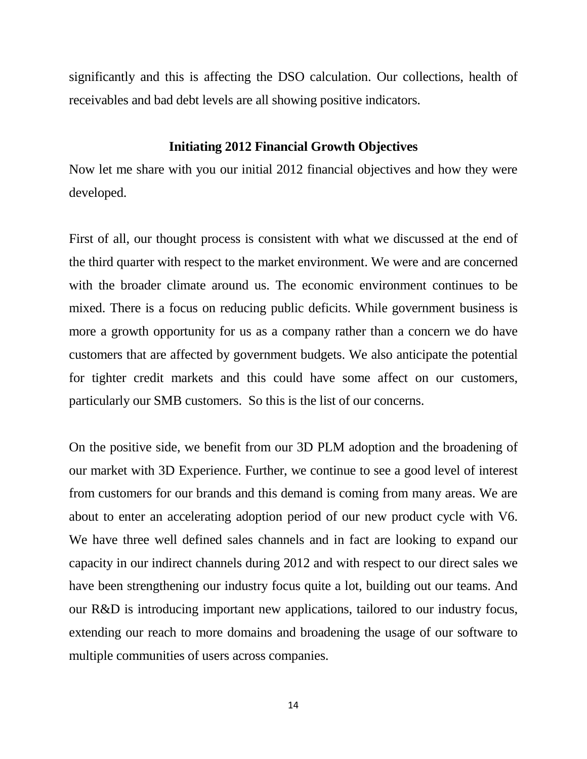significantly and this is affecting the DSO calculation. Our collections, health of receivables and bad debt levels are all showing positive indicators.

## Initiating 2012 Financial Growth Objectives

Now let me share with you our initial 2012 financial objectives and how they were developed.

First of all, our thought process is consistent with what we discussed at the end of the third quarter with respect to the market environment. We were and are concerned with the broader climate around us. The economic environment continues to be mixed. There is a focus on reducing public deficits. While government business is more a growth opportunity for us as a company rather than a concern we do have customers that are affected by government budgets. We also anticipate the potential for tighter credit markets and this could have some affect on our customers, particularly our SMB customers. So this is the list of our concerns.

On the positive side, we benefit from our 3D PLM adoption and the broadening of our market with 3D Experience. Further, we continue to see a good level of interest from customers for our brands and this demand is coming from many areas. We are about to enter an accelerating adoption period of our new product cycle with V6. We have three well defined sales channels and in fact are looking to expand our capacity in our indirect channels during 2012 and with respect to our direct sales we have been strengthening our industry focus quite a lot, building out our teams. And our R&D is introducing important new applications, tailored to our industry focus, extending our reach to more domains and broadening the usage of our software to multiple communities of users across companies.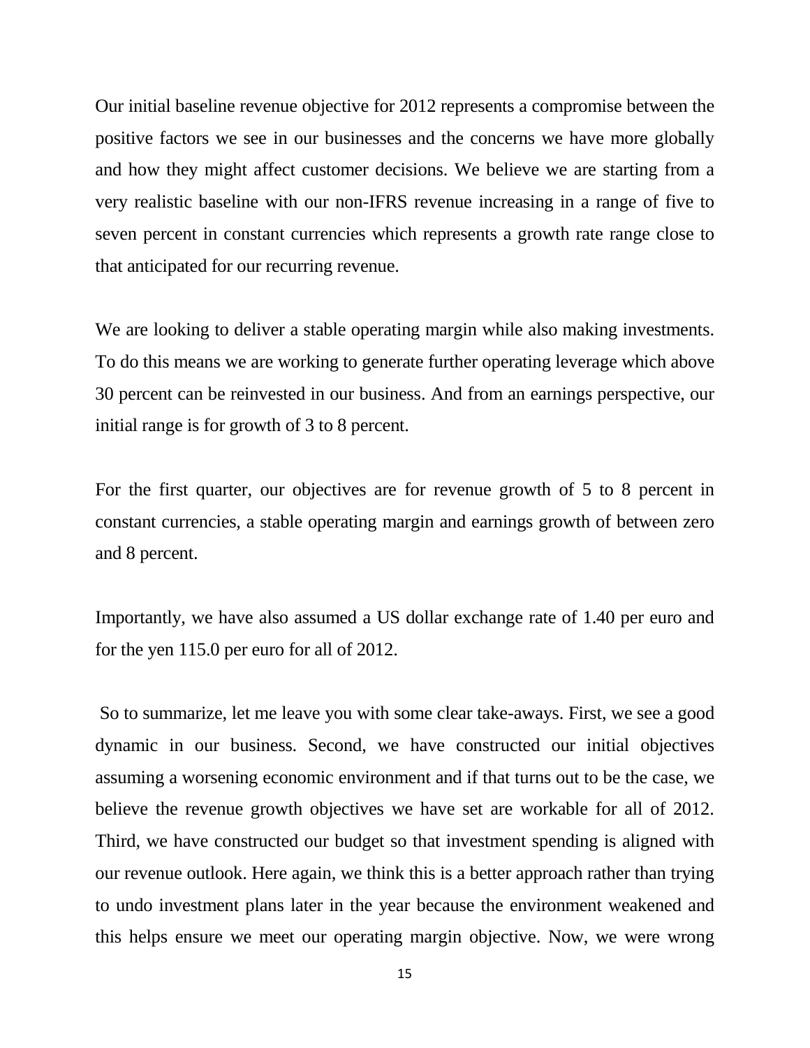Our initial baseline revenue objective for 2012 represents a compromise between the positive factors we see in our businesses and the concerns we have more globally and how they might affect customer decisions. We believe we are starting from a very realistic baseline with our non-IFRS revenue increasing in a range of five to seven percent in constant currencies which represents a growth rate range close to that anticipated for our recurring revenue.

We are looking to deliver a stable operating margin while also making investments. To do this means we are working to generate further operating leverage which above 30 percent can be reinvested in our business. And from an earnings perspective, our initial range is for growth of 3 to 8 percent.

For the first quarter, our objectives are for revenue growth of 5 to 8 percent in constant currencies, a stable operating margin and earnings growth of between zero and 8 percent.

Importantly, we have also assumed a US dollar exchange rate of 1.40 per euro and for the yen 115.0 per euro for all of 2012.

So to summarize, let me leave you with some clear take-aways. First, we see a good dynamic in our business. Second, we have constructed our initial objectives assuming a worsening economic environment and if that turns out to be the case, we believe the revenue growth objectives we have set are workable for all of 2012. Third, we have constructed our budget so that investment spending is aligned with our revenue outlook. Here again, we think this is a better approach rather than trying to undo investment plans later in the year because the environment weakened and this helps ensure we meet our operating margin objective. Now, we were wrong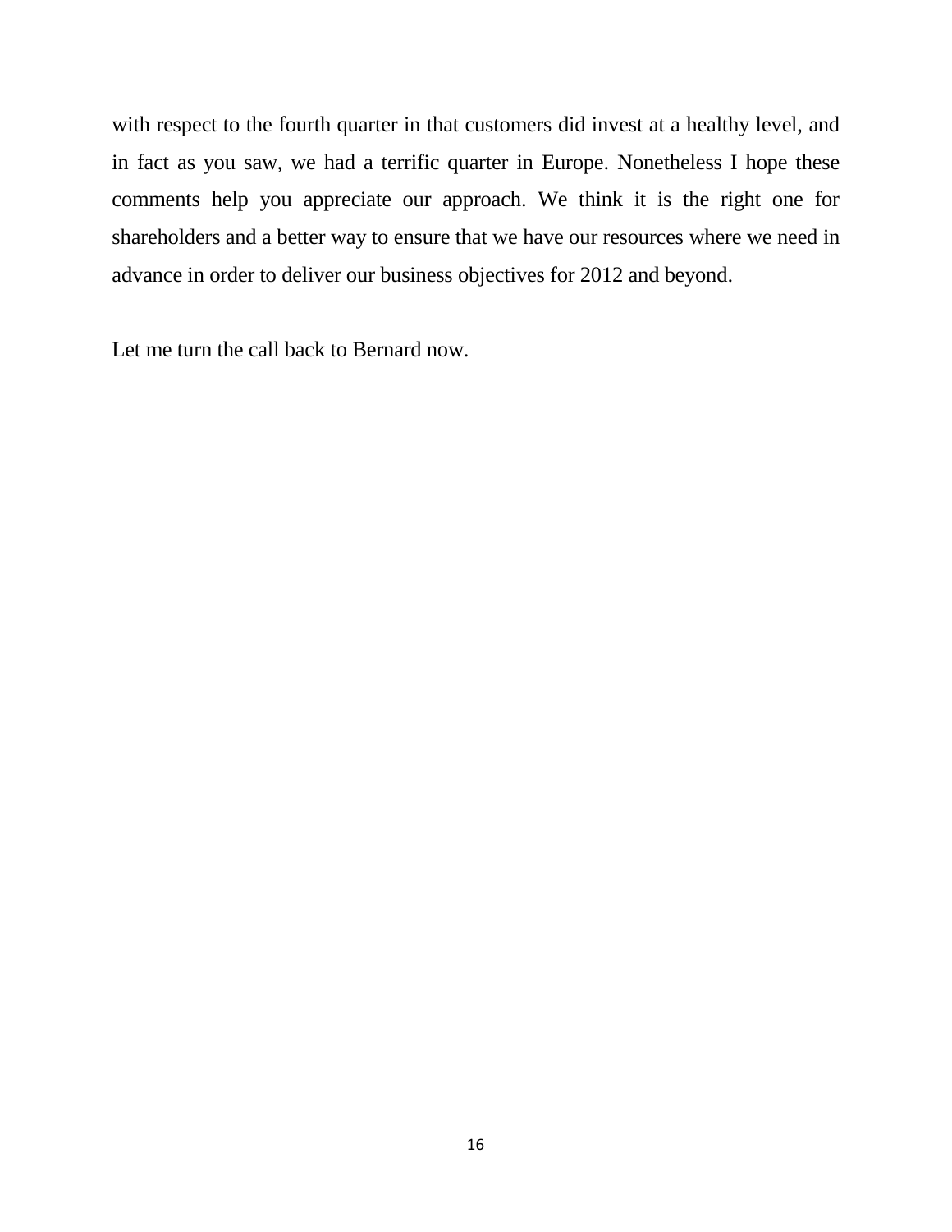with respect to the fourth quarter in that customers did invest at a healthy level, and in fact as you saw, we had a terrific quarter in Europe. Nonetheless I hope these comments help you appreciate our approach. We think it is the right one for shareholders and a better way to ensure that we have our resources where we need in advance in order to deliver our business objectives for 2012 and beyond.

Let me turn the call back to Bernard now.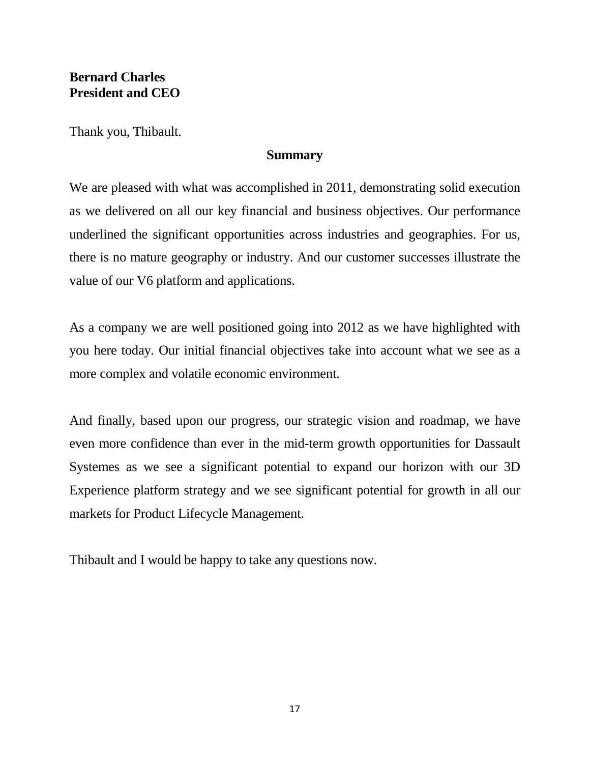**Bernard Charles**
**President and CEO**

Thank you, Thibault.

## Summary

We are pleased with what was accomplished in 2011, demonstrating solid execution as we delivered on all our key financial and business objectives. Our performance underlined the significant opportunities across industries and geographies. For us, there is no mature geography or industry. And our customer successes illustrate the value of our V6 platform and applications.

As a company we are well positioned going into 2012 as we have highlighted with you here today. Our initial financial objectives take into account what we see as a more complex and volatile economic environment.

And finally, based upon our progress, our strategic vision and roadmap, we have even more confidence than ever in the mid-term growth opportunities for Dassault Systemes as we see a significant potential to expand our horizon with our 3D Experience platform strategy and we see significant potential for growth in all our markets for Product Lifecycle Management.

Thibault and I would be happy to take any questions now.